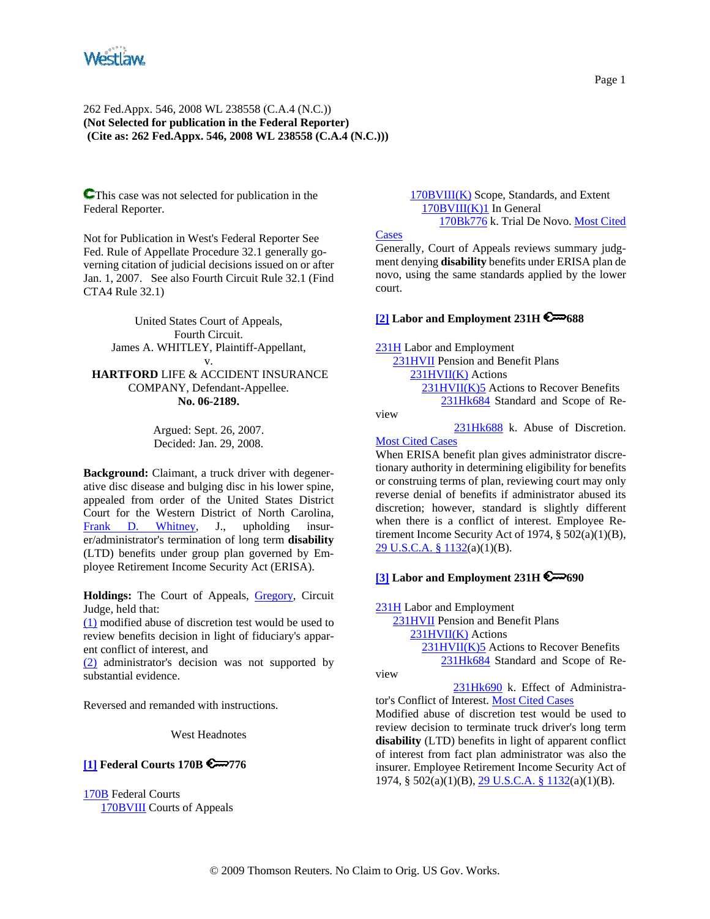262 Fed.Appx. 546, 2008 WL 238558 (C.A.4 (N.C.))
**(Not Selected for publication in the Federal Reporter)**
**(Cite as: 262 Fed.Appx. 546, 2008 WL 238558 (C.A.4 (N.C.)))**

This case was not selected for publication in the Federal Reporter.

Not for Publication in West's Federal Reporter See Fed. Rule of Appellate Procedure 32.1 generally governing citation of judicial decisions issued on or after Jan. 1, 2007. See also Fourth Circuit Rule 32.1 (Find CTA4 Rule 32.1)

United States Court of Appeals,
Fourth Circuit.
James A. WHITLEY, Plaintiff-Appellant,
v.
**HARTFORD** LIFE & ACCIDENT INSURANCE COMPANY, Defendant-Appellee.
**No. 06-2189.**

Argued: Sept. 26, 2007.
Decided: Jan. 29, 2008.

**Background:** Claimant, a truck driver with degenerative disc disease and bulging disc in his lower spine, appealed from order of the United States District Court for the Western District of North Carolina, Frank D. Whitney, J., upholding insurer/administrator's termination of long term **disability** (LTD) benefits under group plan governed by Employee Retirement Income Security Act (ERISA).

**Holdings:** The Court of Appeals, Gregory, Circuit Judge, held that:

(1) modified abuse of discretion test would be used to review benefits decision in light of fiduciary's apparent conflict of interest, and

(2) administrator's decision was not supported by substantial evidence.

Reversed and remanded with instructions.

West Headnotes

**[1] Federal Courts 170B 776**

170B Federal Courts
170BVIII Courts of Appeals
170BVIII(K) Scope, Standards, and Extent
170BVIII(K)1 In General
170Bk776 k. Trial De Novo. Most Cited Cases

Generally, Court of Appeals reviews summary judgment denying **disability** benefits under ERISA plan de novo, using the same standards applied by the lower court.

**[2] Labor and Employment 231H 688**

231H Labor and Employment
231HVII Pension and Benefit Plans
231HVII(K) Actions
231HVII(K)5 Actions to Recover Benefits
231Hk684 Standard and Scope of Review
231Hk688 k. Abuse of Discretion. Most Cited Cases

When ERISA benefit plan gives administrator discretionary authority in determining eligibility for benefits or construing terms of plan, reviewing court may only reverse denial of benefits if administrator abused its discretion; however, standard is slightly different when there is a conflict of interest. Employee Retirement Income Security Act of 1974, § 502(a)(1)(B), 29 U.S.C.A. § 1132(a)(1)(B).

**[3] Labor and Employment 231H 690**

231H Labor and Employment
231HVII Pension and Benefit Plans
231HVII(K) Actions
231HVII(K)5 Actions to Recover Benefits
231Hk684 Standard and Scope of Review
231Hk690 k. Effect of Administrator's Conflict of Interest. Most Cited Cases

Modified abuse of discretion test would be used to review decision to terminate truck driver's long term **disability** (LTD) benefits in light of apparent conflict of interest from fact plan administrator was also the insurer. Employee Retirement Income Security Act of 1974, § 502(a)(1)(B), 29 U.S.C.A. § 1132(a)(1)(B).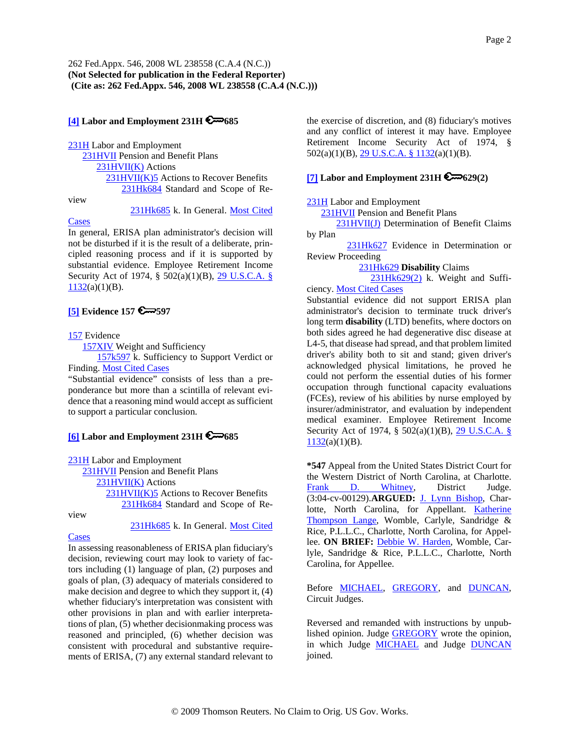**[4] Labor and Employment 231H 685**

231H Labor and Employment
231HVII Pension and Benefit Plans
231HVII(K) Actions
231HVII(K)5 Actions to Recover Benefits
231Hk684 Standard and Scope of Review
231Hk685 k. In General. Most Cited Cases

In general, ERISA plan administrator's decision will not be disturbed if it is the result of a deliberate, principled reasoning process and if it is supported by substantial evidence. Employee Retirement Income Security Act of 1974, § 502(a)(1)(B), 29 U.S.C.A. § 1132(a)(1)(B).

**[5] Evidence 157 597**

157 Evidence
157XIV Weight and Sufficiency
157k597 k. Sufficiency to Support Verdict or Finding. Most Cited Cases

"Substantial evidence" consists of less than a preponderance but more than a scintilla of relevant evidence that a reasoning mind would accept as sufficient to support a particular conclusion.

**[6] Labor and Employment 231H 685**

231H Labor and Employment
231HVII Pension and Benefit Plans
231HVII(K) Actions
231HVII(K)5 Actions to Recover Benefits
231Hk684 Standard and Scope of Review
231Hk685 k. In General. Most Cited Cases

In assessing reasonableness of ERISA plan fiduciary's decision, reviewing court may look to variety of factors including (1) language of plan, (2) purposes and goals of plan, (3) adequacy of materials considered to make decision and degree to which they support it, (4) whether fiduciary's interpretation was consistent with other provisions in plan and with earlier interpretations of plan, (5) whether decisionmaking process was reasoned and principled, (6) whether decision was consistent with procedural and substantive requirements of ERISA, (7) any external standard relevant to the exercise of discretion, and (8) fiduciary's motives and any conflict of interest it may have. Employee Retirement Income Security Act of 1974, § 502(a)(1)(B), 29 U.S.C.A. § 1132(a)(1)(B).

**[7] Labor and Employment 231H 629(2)**

231H Labor and Employment
231HVII Pension and Benefit Plans
231HVII(J) Determination of Benefit Claims by Plan
231Hk627 Evidence in Determination or Review Proceeding
231Hk629 **Disability** Claims
231Hk629(2) k. Weight and Sufficiency. Most Cited Cases

Substantial evidence did not support ERISA plan administrator's decision to terminate truck driver's long term **disability** (LTD) benefits, where doctors on both sides agreed he had degenerative disc disease at L4-5, that disease had spread, and that problem limited driver's ability both to sit and stand; given driver's acknowledged physical limitations, he proved he could not perform the essential duties of his former occupation through functional capacity evaluations (FCEs), review of his abilities by nurse employed by insurer/administrator, and evaluation by independent medical examiner. Employee Retirement Income Security Act of 1974, § 502(a)(1)(B), 29 U.S.C.A. § 1132(a)(1)(B).

**\*547** Appeal from the United States District Court for the Western District of North Carolina, at Charlotte. Frank D. Whitney, District Judge. (3:04-cv-00129).**ARGUED:** J. Lynn Bishop, Charlotte, North Carolina, for Appellant. Katherine Thompson Lange, Womble, Carlyle, Sandridge & Rice, P.L.L.C., Charlotte, North Carolina, for Appellee. **ON BRIEF:** Debbie W. Harden, Womble, Carlyle, Sandridge & Rice, P.L.L.C., Charlotte, North Carolina, for Appellee.

Before MICHAEL, GREGORY, and DUNCAN, Circuit Judges.

Reversed and remanded with instructions by unpublished opinion. Judge GREGORY wrote the opinion, in which Judge MICHAEL and Judge DUNCAN joined.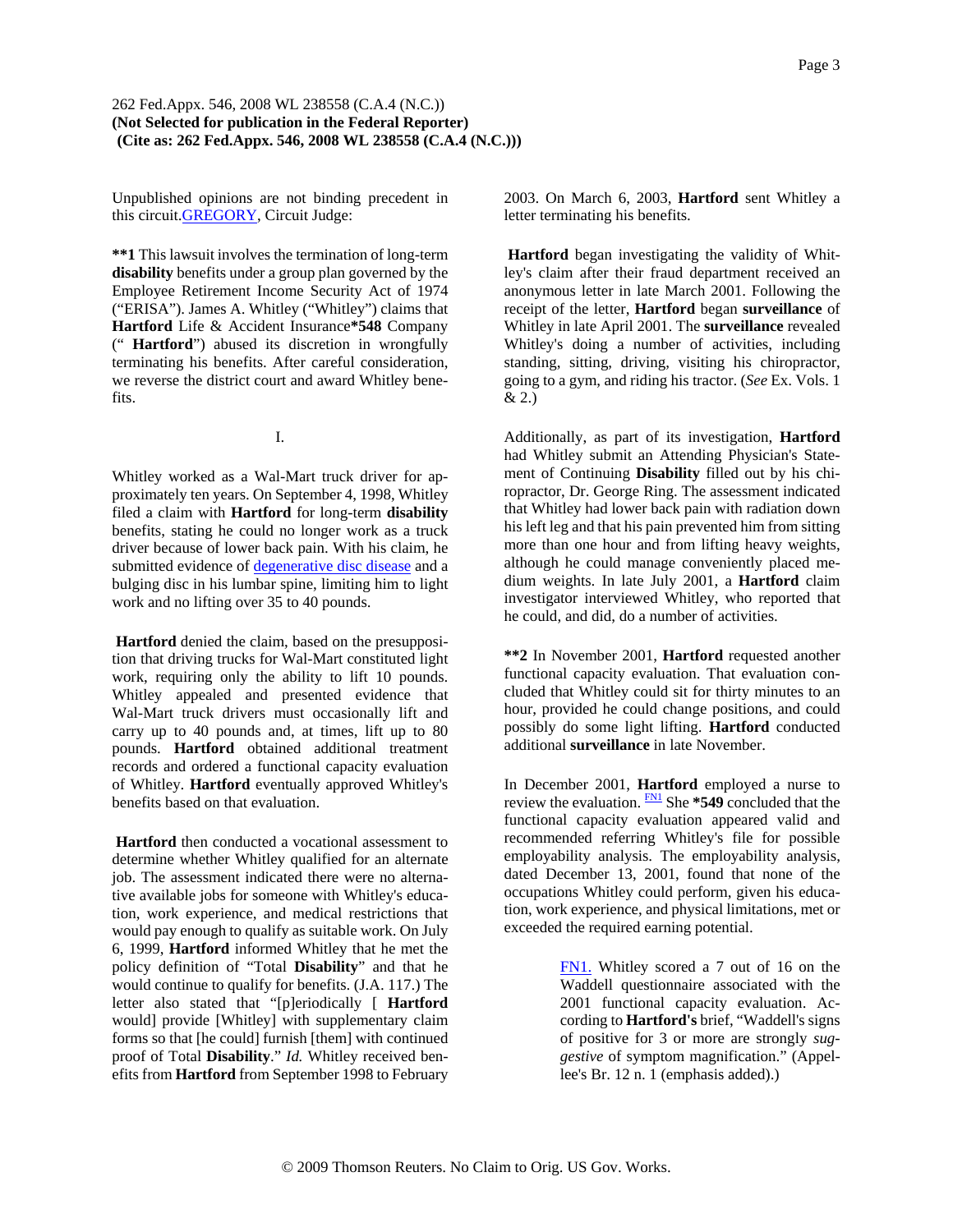Unpublished opinions are not binding precedent in this circuit.GREGORY, Circuit Judge:

**\*\*1** This lawsuit involves the termination of long-term **disability** benefits under a group plan governed by the Employee Retirement Income Security Act of 1974 ("ERISA"). James A. Whitley ("Whitley") claims that **Hartford** Life & Accident Insurance**\*548** Company (" **Hartford**") abused its discretion in wrongfully terminating his benefits. After careful consideration, we reverse the district court and award Whitley benefits.

I.

Whitley worked as a Wal-Mart truck driver for approximately ten years. On September 4, 1998, Whitley filed a claim with **Hartford** for long-term **disability** benefits, stating he could no longer work as a truck driver because of lower back pain. With his claim, he submitted evidence of degenerative disc disease and a bulging disc in his lumbar spine, limiting him to light work and no lifting over 35 to 40 pounds.

**Hartford** denied the claim, based on the presupposition that driving trucks for Wal-Mart constituted light work, requiring only the ability to lift 10 pounds. Whitley appealed and presented evidence that Wal-Mart truck drivers must occasionally lift and carry up to 40 pounds and, at times, lift up to 80 pounds. **Hartford** obtained additional treatment records and ordered a functional capacity evaluation of Whitley. **Hartford** eventually approved Whitley's benefits based on that evaluation.

**Hartford** then conducted a vocational assessment to determine whether Whitley qualified for an alternate job. The assessment indicated there were no alternative available jobs for someone with Whitley's education, work experience, and medical restrictions that would pay enough to qualify as suitable work. On July 6, 1999, **Hartford** informed Whitley that he met the policy definition of "Total **Disability**" and that he would continue to qualify for benefits. (J.A. 117.) The letter also stated that "[p]eriodically [ **Hartford** would] provide [Whitley] with supplementary claim forms so that [he could] furnish [them] with continued proof of Total **Disability**." *Id.* Whitley received benefits from **Hartford** from September 1998 to February 2003. On March 6, 2003, **Hartford** sent Whitley a letter terminating his benefits.

**Hartford** began investigating the validity of Whitley's claim after their fraud department received an anonymous letter in late March 2001. Following the receipt of the letter, **Hartford** began **surveillance** of Whitley in late April 2001. The **surveillance** revealed Whitley's doing a number of activities, including standing, sitting, driving, visiting his chiropractor, going to a gym, and riding his tractor. (*See* Ex. Vols. 1 & 2.)

Additionally, as part of its investigation, **Hartford** had Whitley submit an Attending Physician's Statement of Continuing **Disability** filled out by his chiropractor, Dr. George Ring. The assessment indicated that Whitley had lower back pain with radiation down his left leg and that his pain prevented him from sitting more than one hour and from lifting heavy weights, although he could manage conveniently placed medium weights. In late July 2001, a **Hartford** claim investigator interviewed Whitley, who reported that he could, and did, do a number of activities.

**\*\*2** In November 2001, **Hartford** requested another functional capacity evaluation. That evaluation concluded that Whitley could sit for thirty minutes to an hour, provided he could change positions, and could possibly do some light lifting. **Hartford** conducted additional **surveillance** in late November.

In December 2001, **Hartford** employed a nurse to review the evaluation. [FN1] She **\*549** concluded that the functional capacity evaluation appeared valid and recommended referring Whitley's file for possible employability analysis. The employability analysis, dated December 13, 2001, found that none of the occupations Whitley could perform, given his education, work experience, and physical limitations, met or exceeded the required earning potential.

> FN1. Whitley scored a 7 out of 16 on the Waddell questionnaire associated with the 2001 functional capacity evaluation. According to **Hartford's** brief, "Waddell's signs of positive for 3 or more are strongly *suggestive* of symptom magnification." (Appellee's Br. 12 n. 1 (emphasis added).)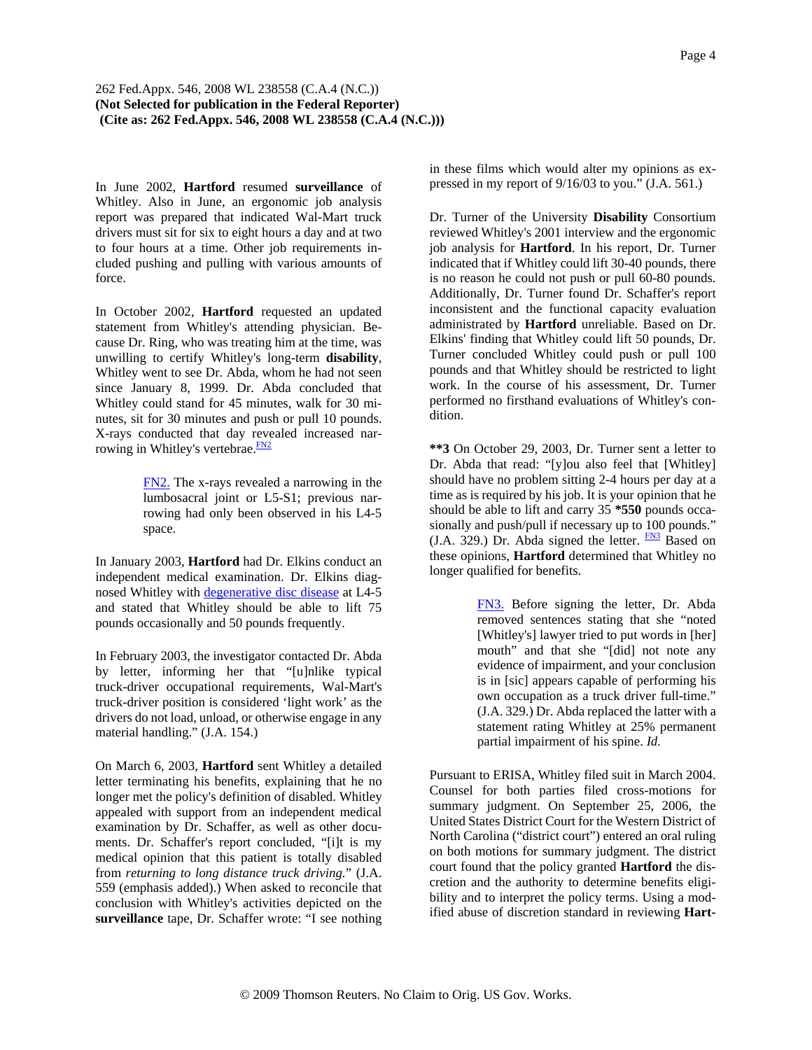In June 2002, **Hartford** resumed **surveillance** of Whitley. Also in June, an ergonomic job analysis report was prepared that indicated Wal-Mart truck drivers must sit for six to eight hours a day and at two to four hours at a time. Other job requirements included pushing and pulling with various amounts of force.

In October 2002, **Hartford** requested an updated statement from Whitley's attending physician. Because Dr. Ring, who was treating him at the time, was unwilling to certify Whitley's long-term **disability**, Whitley went to see Dr. Abda, whom he had not seen since January 8, 1999. Dr. Abda concluded that Whitley could stand for 45 minutes, walk for 30 minutes, sit for 30 minutes and push or pull 10 pounds. X-rays conducted that day revealed increased narrowing in Whitley's vertebrae.[FN2]

> FN2. The x-rays revealed a narrowing in the lumbosacral joint or L5-S1; previous narrowing had only been observed in his L4-5 space.

In January 2003, **Hartford** had Dr. Elkins conduct an independent medical examination. Dr. Elkins diagnosed Whitley with degenerative disc disease at L4-5 and stated that Whitley should be able to lift 75 pounds occasionally and 50 pounds frequently.

In February 2003, the investigator contacted Dr. Abda by letter, informing her that "[u]nlike typical truck-driver occupational requirements, Wal-Mart's truck-driver position is considered 'light work' as the drivers do not load, unload, or otherwise engage in any material handling." (J.A. 154.)

On March 6, 2003, **Hartford** sent Whitley a detailed letter terminating his benefits, explaining that he no longer met the policy's definition of disabled. Whitley appealed with support from an independent medical examination by Dr. Schaffer, as well as other documents. Dr. Schaffer's report concluded, "[i]t is my medical opinion that this patient is totally disabled from *returning to long distance truck driving.*" (J.A. 559 (emphasis added).) When asked to reconcile that conclusion with Whitley's activities depicted on the **surveillance** tape, Dr. Schaffer wrote: "I see nothing in these films which would alter my opinions as expressed in my report of 9/16/03 to you." (J.A. 561.)

Dr. Turner of the University **Disability** Consortium reviewed Whitley's 2001 interview and the ergonomic job analysis for **Hartford**. In his report, Dr. Turner indicated that if Whitley could lift 30-40 pounds, there is no reason he could not push or pull 60-80 pounds. Additionally, Dr. Turner found Dr. Schaffer's report inconsistent and the functional capacity evaluation administrated by **Hartford** unreliable. Based on Dr. Elkins' finding that Whitley could lift 50 pounds, Dr. Turner concluded Whitley could push or pull 100 pounds and that Whitley should be restricted to light work. In the course of his assessment, Dr. Turner performed no firsthand evaluations of Whitley's condition.

**\*\*3** On October 29, 2003, Dr. Turner sent a letter to Dr. Abda that read: "[y]ou also feel that [Whitley] should have no problem sitting 2-4 hours per day at a time as is required by his job. It is your opinion that he should be able to lift and carry 35 **\*550** pounds occasionally and push/pull if necessary up to 100 pounds." (J.A. 329.) Dr. Abda signed the letter.[FN3] Based on these opinions, **Hartford** determined that Whitley no longer qualified for benefits.

> FN3. Before signing the letter, Dr. Abda removed sentences stating that she "noted [Whitley's] lawyer tried to put words in [her] mouth" and that she "[did] not note any evidence of impairment, and your conclusion is in [sic] appears capable of performing his own occupation as a truck driver full-time." (J.A. 329.) Dr. Abda replaced the latter with a statement rating Whitley at 25% permanent partial impairment of his spine. *Id.*

Pursuant to ERISA, Whitley filed suit in March 2004. Counsel for both parties filed cross-motions for summary judgment. On September 25, 2006, the United States District Court for the Western District of North Carolina ("district court") entered an oral ruling on both motions for summary judgment. The district court found that the policy granted **Hartford** the discretion and the authority to determine benefits eligibility and to interpret the policy terms. Using a modified abuse of discretion standard in reviewing **Hart-**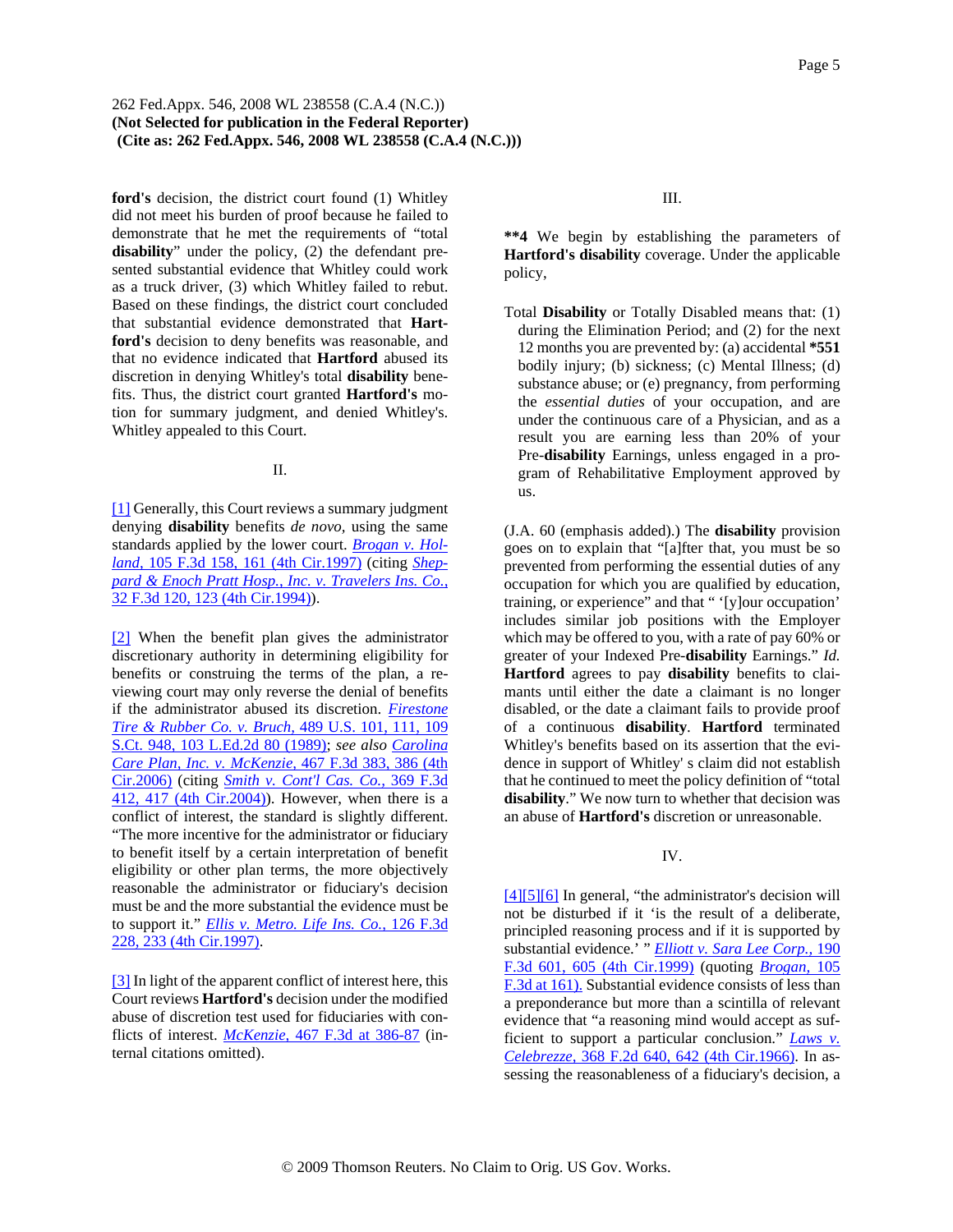**ford's** decision, the district court found (1) Whitley did not meet his burden of proof because he failed to demonstrate that he met the requirements of "total **disability**" under the policy, (2) the defendant presented substantial evidence that Whitley could work as a truck driver, (3) which Whitley failed to rebut. Based on these findings, the district court concluded that substantial evidence demonstrated that **Hartford's** decision to deny benefits was reasonable, and that no evidence indicated that **Hartford** abused its discretion in denying Whitley's total **disability** benefits. Thus, the district court granted **Hartford's** motion for summary judgment, and denied Whitley's. Whitley appealed to this Court.

## II.

[1] Generally, this Court reviews a summary judgment denying **disability** benefits *de novo*, using the same standards applied by the lower court. *Brogan v. Holland*, 105 F.3d 158, 161 (4th Cir.1997) (citing *Sheppard & Enoch Pratt Hosp., Inc. v. Travelers Ins. Co.*, 32 F.3d 120, 123 (4th Cir.1994)).

[2] When the benefit plan gives the administrator discretionary authority in determining eligibility for benefits or construing the terms of the plan, a reviewing court may only reverse the denial of benefits if the administrator abused its discretion. *Firestone Tire & Rubber Co. v. Bruch*, 489 U.S. 101, 111, 109 S.Ct. 948, 103 L.Ed.2d 80 (1989); *see also Carolina Care Plan, Inc. v. McKenzie*, 467 F.3d 383, 386 (4th Cir.2006) (citing *Smith v. Cont'l Cas. Co.*, 369 F.3d 412, 417 (4th Cir.2004)). However, when there is a conflict of interest, the standard is slightly different. "The more incentive for the administrator or fiduciary to benefit itself by a certain interpretation of benefit eligibility or other plan terms, the more objectively reasonable the administrator or fiduciary's decision must be and the more substantial the evidence must be to support it." *Ellis v. Metro. Life Ins. Co.*, 126 F.3d 228, 233 (4th Cir.1997).

[3] In light of the apparent conflict of interest here, this Court reviews **Hartford's** decision under the modified abuse of discretion test used for fiduciaries with conflicts of interest. *McKenzie*, 467 F.3d at 386-87 (internal citations omitted).

## III.

**\*\*4** We begin by establishing the parameters of **Hartford's disability** coverage. Under the applicable policy,

> Total **Disability** or Totally Disabled means that: (1) during the Elimination Period; and (2) for the next 12 months you are prevented by: (a) accidental **\*551** bodily injury; (b) sickness; (c) Mental Illness; (d) substance abuse; or (e) pregnancy, from performing the *essential duties* of your occupation, and are under the continuous care of a Physician, and as a result you are earning less than 20% of your Pre-**disability** Earnings, unless engaged in a program of Rehabilitative Employment approved by us.

(J.A. 60 (emphasis added).) The **disability** provision goes on to explain that "[a]fter that, you must be so prevented from performing the essential duties of any occupation for which you are qualified by education, training, or experience" and that " '[y]our occupation' includes similar job positions with the Employer which may be offered to you, with a rate of pay 60% or greater of your Indexed Pre-**disability** Earnings." *Id.* **Hartford** agrees to pay **disability** benefits to claimants until either the date a claimant is no longer disabled, or the date a claimant fails to provide proof of a continuous **disability**. **Hartford** terminated Whitley's benefits based on its assertion that the evidence in support of Whitley' s claim did not establish that he continued to meet the policy definition of "total **disability**." We now turn to whether that decision was an abuse of **Hartford's** discretion or unreasonable.

## IV.

[4][5][6] In general, "the administrator's decision will not be disturbed if it 'is the result of a deliberate, principled reasoning process and if it is supported by substantial evidence.' " *Elliott v. Sara Lee Corp.*, 190 F.3d 601, 605 (4th Cir.1999) (quoting *Brogan*, 105 F.3d at 161). Substantial evidence consists of less than a preponderance but more than a scintilla of relevant evidence that "a reasoning mind would accept as sufficient to support a particular conclusion." *Laws v. Celebrezze*, 368 F.2d 640, 642 (4th Cir.1966). In assessing the reasonableness of a fiduciary's decision, a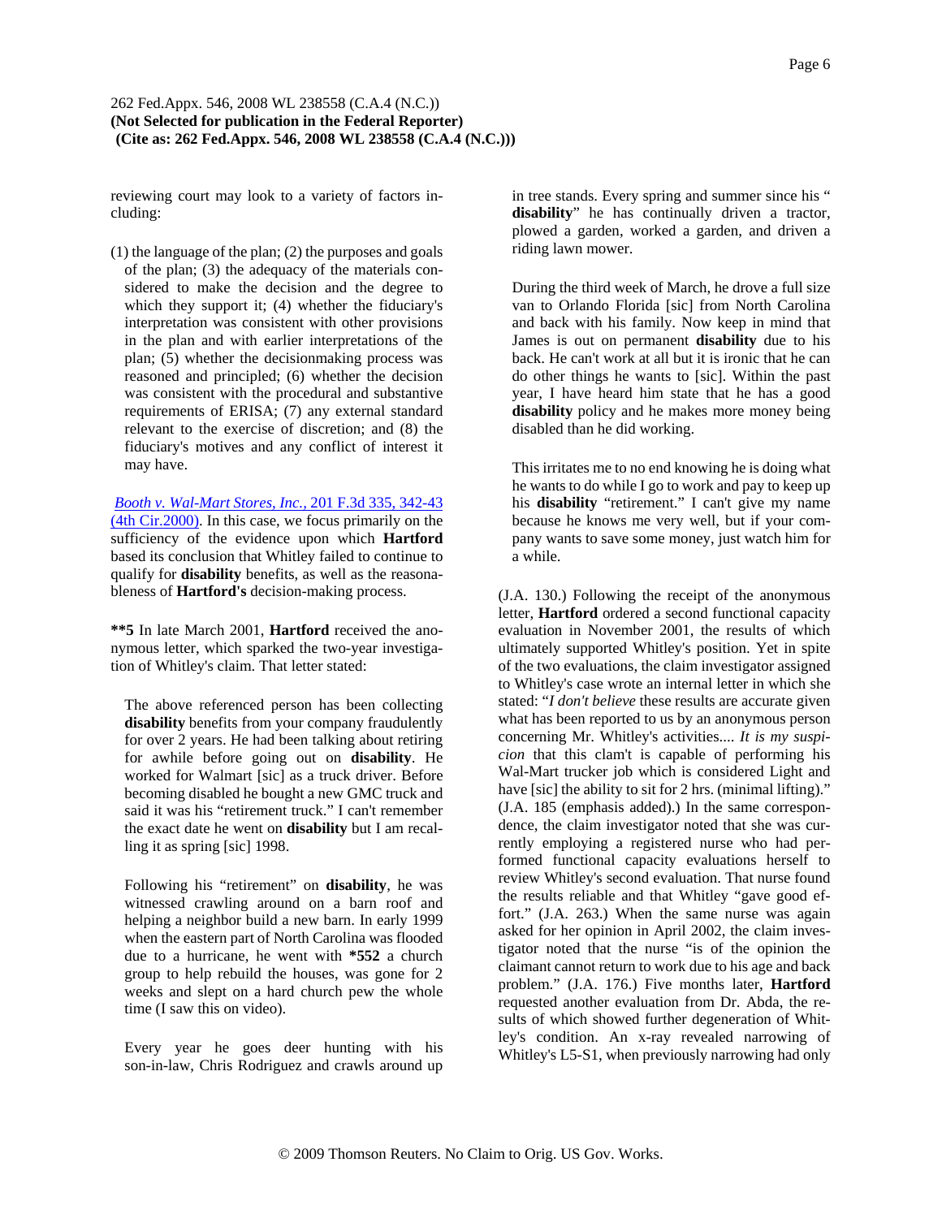reviewing court may look to a variety of factors including:

(1) the language of the plan; (2) the purposes and goals of the plan; (3) the adequacy of the materials considered to make the decision and the degree to which they support it; (4) whether the fiduciary's interpretation was consistent with other provisions in the plan and with earlier interpretations of the plan; (5) whether the decisionmaking process was reasoned and principled; (6) whether the decision was consistent with the procedural and substantive requirements of ERISA; (7) any external standard relevant to the exercise of discretion; and (8) the fiduciary's motives and any conflict of interest it may have.

*Booth v. Wal-Mart Stores, Inc.,* 201 F.3d 335, 342-43 (4th Cir.2000). In this case, we focus primarily on the sufficiency of the evidence upon which **Hartford** based its conclusion that Whitley failed to continue to qualify for **disability** benefits, as well as the reasonableness of **Hartford's** decision-making process.

**\*\*5** In late March 2001, **Hartford** received the anonymous letter, which sparked the two-year investigation of Whitley's claim. That letter stated:

> The above referenced person has been collecting **disability** benefits from your company fraudulently for over 2 years. He had been talking about retiring for awhile before going out on **disability**. He worked for Walmart [sic] as a truck driver. Before becoming disabled he bought a new GMC truck and said it was his "retirement truck." I can't remember the exact date he went on **disability** but I am recalling it as spring [sic] 1998.
>
> Following his "retirement" on **disability**, he was witnessed crawling around on a barn roof and helping a neighbor build a new barn. In early 1999 when the eastern part of North Carolina was flooded due to a hurricane, he went with **\*552** a church group to help rebuild the houses, was gone for 2 weeks and slept on a hard church pew the whole time (I saw this on video).
>
> Every year he goes deer hunting with his son-in-law, Chris Rodriguez and crawls around up in tree stands. Every spring and summer since his "**disability**" he has continually driven a tractor, plowed a garden, worked a garden, and driven a riding lawn mower.
>
> During the third week of March, he drove a full size van to Orlando Florida [sic] from North Carolina and back with his family. Now keep in mind that James is out on permanent **disability** due to his back. He can't work at all but it is ironic that he can do other things he wants to [sic]. Within the past year, I have heard him state that he has a good **disability** policy and he makes more money being disabled than he did working.
>
> This irritates me to no end knowing he is doing what he wants to do while I go to work and pay to keep up his **disability** "retirement." I can't give my name because he knows me very well, but if your company wants to save some money, just watch him for a while.

(J.A. 130.) Following the receipt of the anonymous letter, **Hartford** ordered a second functional capacity evaluation in November 2001, the results of which ultimately supported Whitley's position. Yet in spite of the two evaluations, the claim investigator assigned to Whitley's case wrote an internal letter in which she stated: "*I don't believe* these results are accurate given what has been reported to us by an anonymous person concerning Mr. Whitley's activities.... *It is my suspicion* that this clam't is capable of performing his Wal-Mart trucker job which is considered Light and have [sic] the ability to sit for 2 hrs. (minimal lifting)." (J.A. 185 (emphasis added).) In the same correspondence, the claim investigator noted that she was currently employing a registered nurse who had performed functional capacity evaluations herself to review Whitley's second evaluation. That nurse found the results reliable and that Whitley "gave good effort." (J.A. 263.) When the same nurse was again asked for her opinion in April 2002, the claim investigator noted that the nurse "is of the opinion the claimant cannot return to work due to his age and back problem." (J.A. 176.) Five months later, **Hartford** requested another evaluation from Dr. Abda, the results of which showed further degeneration of Whitley's condition. An x-ray revealed narrowing of Whitley's L5-S1, when previously narrowing had only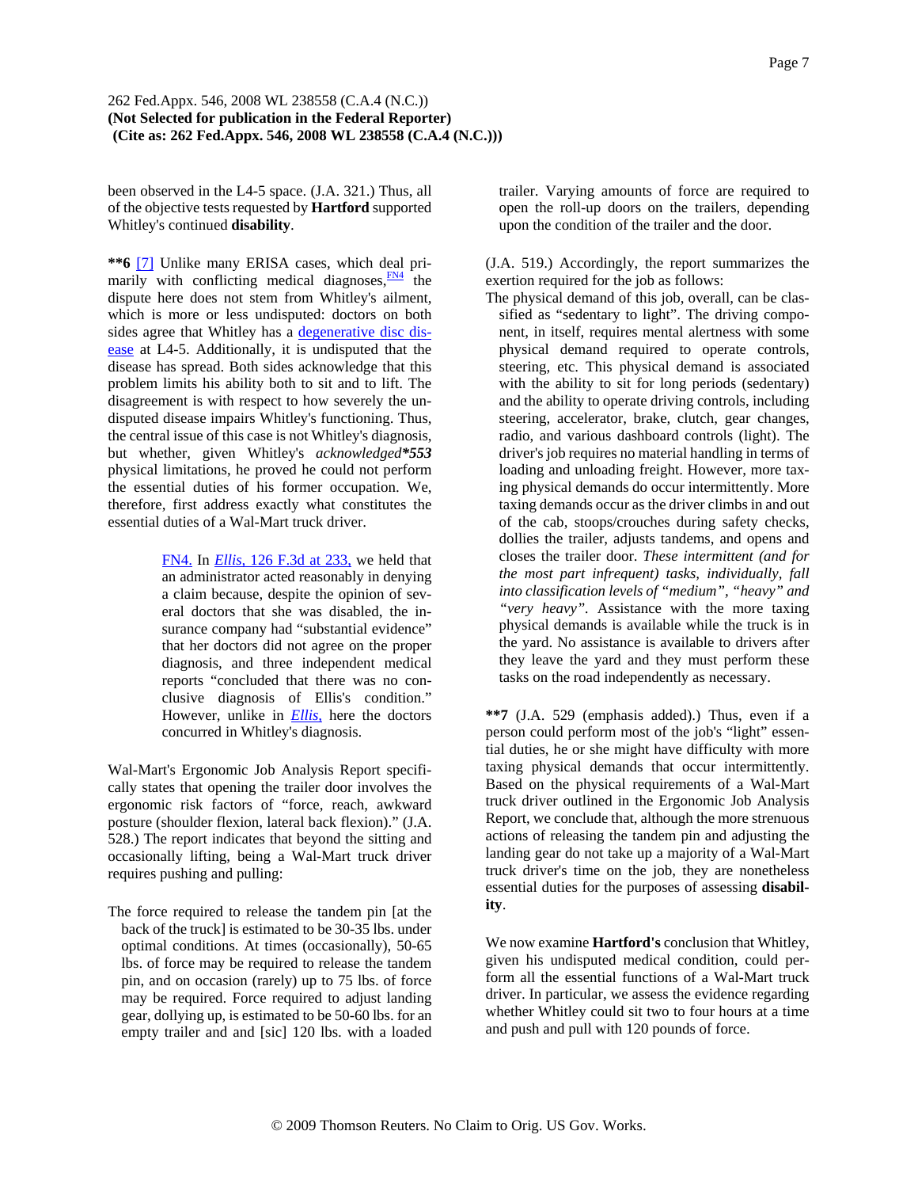been observed in the L4-5 space. (J.A. 321.) Thus, all of the objective tests requested by **Hartford** supported Whitley's continued **disability**.

**\*\*6** [7] Unlike many ERISA cases, which deal primarily with conflicting medical diagnoses,[FN4] the dispute here does not stem from Whitley's ailment, which is more or less undisputed: doctors on both sides agree that Whitley has a degenerative disc disease at L4-5. Additionally, it is undisputed that the disease has spread. Both sides acknowledge that this problem limits his ability both to sit and to lift. The disagreement is with respect to how severely the undisputed disease impairs Whitley's functioning. Thus, the central issue of this case is not Whitley's diagnosis, but whether, given Whitley's *acknowledged****\*553*** physical limitations, he proved he could not perform the essential duties of his former occupation. We, therefore, first address exactly what constitutes the essential duties of a Wal-Mart truck driver.

> FN4. In *Ellis,* 126 F.3d at 233, we held that an administrator acted reasonably in denying a claim because, despite the opinion of several doctors that she was disabled, the insurance company had "substantial evidence" that her doctors did not agree on the proper diagnosis, and three independent medical reports "concluded that there was no conclusive diagnosis of Ellis's condition." However, unlike in *Ellis,* here the doctors concurred in Whitley's diagnosis.

Wal-Mart's Ergonomic Job Analysis Report specifically states that opening the trailer door involves the ergonomic risk factors of "force, reach, awkward posture (shoulder flexion, lateral back flexion)." (J.A. 528.) The report indicates that beyond the sitting and occasionally lifting, being a Wal-Mart truck driver requires pushing and pulling:

> The force required to release the tandem pin [at the back of the truck] is estimated to be 30-35 lbs. under optimal conditions. At times (occasionally), 50-65 lbs. of force may be required to release the tandem pin, and on occasion (rarely) up to 75 lbs. of force may be required. Force required to adjust landing gear, dollying up, is estimated to be 50-60 lbs. for an empty trailer and and [sic] 120 lbs. with a loaded trailer. Varying amounts of force are required to open the roll-up doors on the trailers, depending upon the condition of the trailer and the door.

(J.A. 519.) Accordingly, the report summarizes the exertion required for the job as follows:

> The physical demand of this job, overall, can be classified as "sedentary to light". The driving component, in itself, requires mental alertness with some physical demand required to operate controls, steering, etc. This physical demand is associated with the ability to sit for long periods (sedentary) and the ability to operate driving controls, including steering, accelerator, brake, clutch, gear changes, radio, and various dashboard controls (light). The driver's job requires no material handling in terms of loading and unloading freight. However, more taxing physical demands do occur intermittently. More taxing demands occur as the driver climbs in and out of the cab, stoops/crouches during safety checks, dollies the trailer, adjusts tandems, and opens and closes the trailer door. *These intermittent (and for the most part infrequent) tasks, individually, fall into classification levels of "medium", "heavy" and "very heavy"*. Assistance with the more taxing physical demands is available while the truck is in the yard. No assistance is available to drivers after they leave the yard and they must perform these tasks on the road independently as necessary.

**\*\*7** (J.A. 529 (emphasis added).) Thus, even if a person could perform most of the job's "light" essential duties, he or she might have difficulty with more taxing physical demands that occur intermittently. Based on the physical requirements of a Wal-Mart truck driver outlined in the Ergonomic Job Analysis Report, we conclude that, although the more strenuous actions of releasing the tandem pin and adjusting the landing gear do not take up a majority of a Wal-Mart truck driver's time on the job, they are nonetheless essential duties for the purposes of assessing **disability**.

We now examine **Hartford's** conclusion that Whitley, given his undisputed medical condition, could perform all the essential functions of a Wal-Mart truck driver. In particular, we assess the evidence regarding whether Whitley could sit two to four hours at a time and push and pull with 120 pounds of force.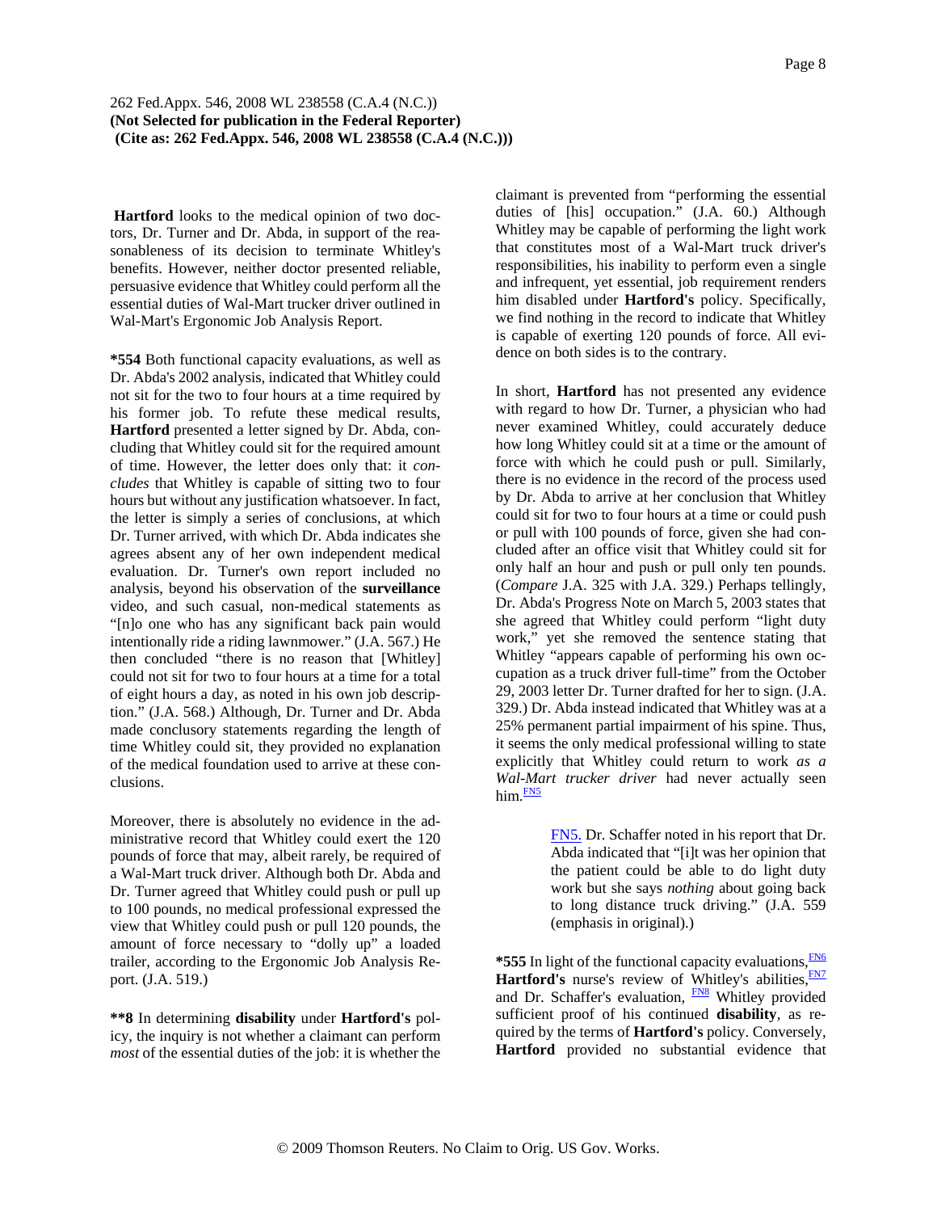**Hartford** looks to the medical opinion of two doctors, Dr. Turner and Dr. Abda, in support of the reasonableness of its decision to terminate Whitley's benefits. However, neither doctor presented reliable, persuasive evidence that Whitley could perform all the essential duties of Wal-Mart trucker driver outlined in Wal-Mart's Ergonomic Job Analysis Report.

**\*554** Both functional capacity evaluations, as well as Dr. Abda's 2002 analysis, indicated that Whitley could not sit for the two to four hours at a time required by his former job. To refute these medical results, **Hartford** presented a letter signed by Dr. Abda, concluding that Whitley could sit for the required amount of time. However, the letter does only that: it *concludes* that Whitley is capable of sitting two to four hours but without any justification whatsoever. In fact, the letter is simply a series of conclusions, at which Dr. Turner arrived, with which Dr. Abda indicates she agrees absent any of her own independent medical evaluation. Dr. Turner's own report included no analysis, beyond his observation of the **surveillance** video, and such casual, non-medical statements as "[n]o one who has any significant back pain would intentionally ride a riding lawnmower." (J.A. 567.) He then concluded "there is no reason that [Whitley] could not sit for two to four hours at a time for a total of eight hours a day, as noted in his own job description." (J.A. 568.) Although, Dr. Turner and Dr. Abda made conclusory statements regarding the length of time Whitley could sit, they provided no explanation of the medical foundation used to arrive at these conclusions.

Moreover, there is absolutely no evidence in the administrative record that Whitley could exert the 120 pounds of force that may, albeit rarely, be required of a Wal-Mart truck driver. Although both Dr. Abda and Dr. Turner agreed that Whitley could push or pull up to 100 pounds, no medical professional expressed the view that Whitley could push or pull 120 pounds, the amount of force necessary to "dolly up" a loaded trailer, according to the Ergonomic Job Analysis Report. (J.A. 519.)

**\*\*8** In determining **disability** under **Hartford's** policy, the inquiry is not whether a claimant can perform *most* of the essential duties of the job: it is whether the claimant is prevented from "performing the essential duties of [his] occupation." (J.A. 60.) Although Whitley may be capable of performing the light work that constitutes most of a Wal-Mart truck driver's responsibilities, his inability to perform even a single and infrequent, yet essential, job requirement renders him disabled under **Hartford's** policy. Specifically, we find nothing in the record to indicate that Whitley is capable of exerting 120 pounds of force. All evidence on both sides is to the contrary.

In short, **Hartford** has not presented any evidence with regard to how Dr. Turner, a physician who had never examined Whitley, could accurately deduce how long Whitley could sit at a time or the amount of force with which he could push or pull. Similarly, there is no evidence in the record of the process used by Dr. Abda to arrive at her conclusion that Whitley could sit for two to four hours at a time or could push or pull with 100 pounds of force, given she had concluded after an office visit that Whitley could sit for only half an hour and push or pull only ten pounds. (*Compare* J.A. 325 with J.A. 329.) Perhaps tellingly, Dr. Abda's Progress Note on March 5, 2003 states that she agreed that Whitley could perform "light duty work," yet she removed the sentence stating that Whitley "appears capable of performing his own occupation as a truck driver full-time" from the October 29, 2003 letter Dr. Turner drafted for her to sign. (J.A. 329.) Dr. Abda instead indicated that Whitley was at a 25% permanent partial impairment of his spine. Thus, it seems the only medical professional willing to state explicitly that Whitley could return to work *as a Wal-Mart trucker driver* had never actually seen him.[FN5]

> FN5. Dr. Schaffer noted in his report that Dr. Abda indicated that "[i]t was her opinion that the patient could be able to do light duty work but she says *nothing* about going back to long distance truck driving." (J.A. 559 (emphasis in original).)

**\*555** In light of the functional capacity evaluations,[FN6] **Hartford's** nurse's review of Whitley's abilities,[FN7] and Dr. Schaffer's evaluation, [FN8] Whitley provided sufficient proof of his continued **disability**, as required by the terms of **Hartford's** policy. Conversely, **Hartford** provided no substantial evidence that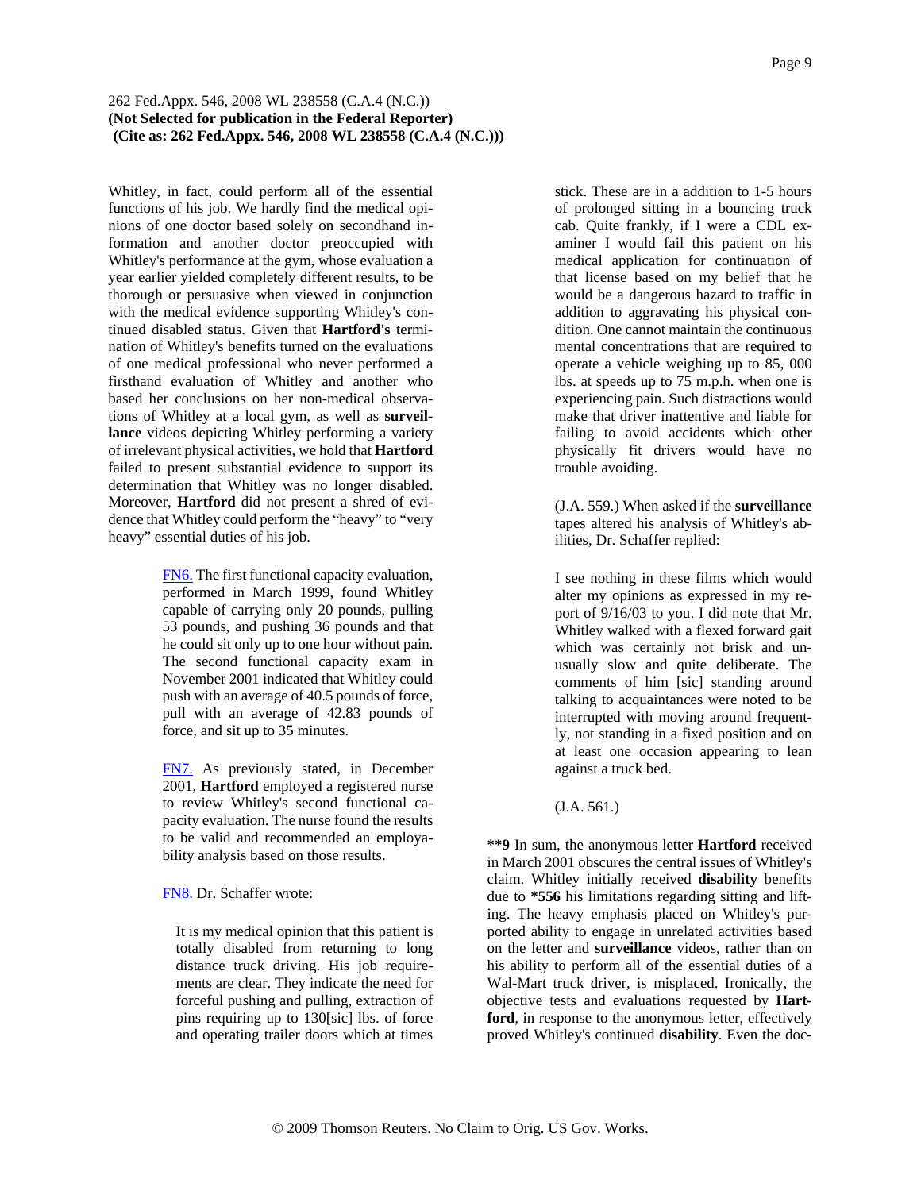Whitley, in fact, could perform all of the essential functions of his job. We hardly find the medical opinions of one doctor based solely on secondhand information and another doctor preoccupied with Whitley's performance at the gym, whose evaluation a year earlier yielded completely different results, to be thorough or persuasive when viewed in conjunction with the medical evidence supporting Whitley's continued disabled status. Given that **Hartford's** termination of Whitley's benefits turned on the evaluations of one medical professional who never performed a firsthand evaluation of Whitley and another who based her conclusions on her non-medical observations of Whitley at a local gym, as well as **surveillance** videos depicting Whitley performing a variety of irrelevant physical activities, we hold that **Hartford** failed to present substantial evidence to support its determination that Whitley was no longer disabled. Moreover, **Hartford** did not present a shred of evidence that Whitley could perform the "heavy" to "very heavy" essential duties of his job.

FN6. The first functional capacity evaluation, performed in March 1999, found Whitley capable of carrying only 20 pounds, pulling 53 pounds, and pushing 36 pounds and that he could sit only up to one hour without pain. The second functional capacity exam in November 2001 indicated that Whitley could push with an average of 40.5 pounds of force, pull with an average of 42.83 pounds of force, and sit up to 35 minutes.

FN7. As previously stated, in December 2001, **Hartford** employed a registered nurse to review Whitley's second functional capacity evaluation. The nurse found the results to be valid and recommended an employability analysis based on those results.

FN8. Dr. Schaffer wrote:

> It is my medical opinion that this patient is totally disabled from returning to long distance truck driving. His job requirements are clear. They indicate the need for forceful pushing and pulling, extraction of pins requiring up to 130[sic] lbs. of force and operating trailer doors which at times stick. These are in a addition to 1-5 hours of prolonged sitting in a bouncing truck cab. Quite frankly, if I were a CDL examiner I would fail this patient on his medical application for continuation of that license based on my belief that he would be a dangerous hazard to traffic in addition to aggravating his physical condition. One cannot maintain the continuous mental concentrations that are required to operate a vehicle weighing up to 85, 000 lbs. at speeds up to 75 m.p.h. when one is experiencing pain. Such distractions would make that driver inattentive and liable for failing to avoid accidents which other physically fit drivers would have no trouble avoiding.

(J.A. 559.) When asked if the **surveillance** tapes altered his analysis of Whitley's abilities, Dr. Schaffer replied:

> I see nothing in these films which would alter my opinions as expressed in my report of 9/16/03 to you. I did note that Mr. Whitley walked with a flexed forward gait which was certainly not brisk and unusually slow and quite deliberate. The comments of him [sic] standing around talking to acquaintances were noted to be interrupted with moving around frequently, not standing in a fixed position and on at least one occasion appearing to lean against a truck bed.

(J.A. 561.)

**\*\*9** In sum, the anonymous letter **Hartford** received in March 2001 obscures the central issues of Whitley's claim. Whitley initially received **disability** benefits due to **\*556** his limitations regarding sitting and lifting. The heavy emphasis placed on Whitley's purported ability to engage in unrelated activities based on the letter and **surveillance** videos, rather than on his ability to perform all of the essential duties of a Wal-Mart truck driver, is misplaced. Ironically, the objective tests and evaluations requested by **Hartford**, in response to the anonymous letter, effectively proved Whitley's continued **disability**. Even the doc-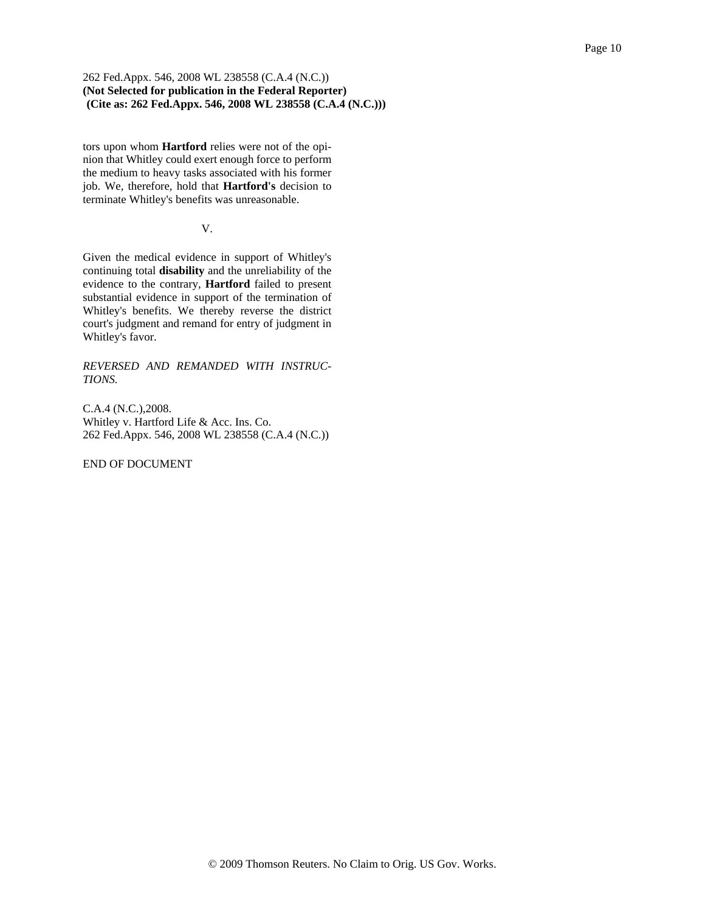tors upon whom **Hartford** relies were not of the opinion that Whitley could exert enough force to perform the medium to heavy tasks associated with his former job. We, therefore, hold that **Hartford's** decision to terminate Whitley's benefits was unreasonable.

V.

Given the medical evidence in support of Whitley's continuing total **disability** and the unreliability of the evidence to the contrary, **Hartford** failed to present substantial evidence in support of the termination of Whitley's benefits. We thereby reverse the district court's judgment and remand for entry of judgment in Whitley's favor.

*REVERSED AND REMANDED WITH INSTRUCTIONS.*

C.A.4 (N.C.),2008.
Whitley v. Hartford Life & Acc. Ins. Co.
262 Fed.Appx. 546, 2008 WL 238558 (C.A.4 (N.C.))

END OF DOCUMENT